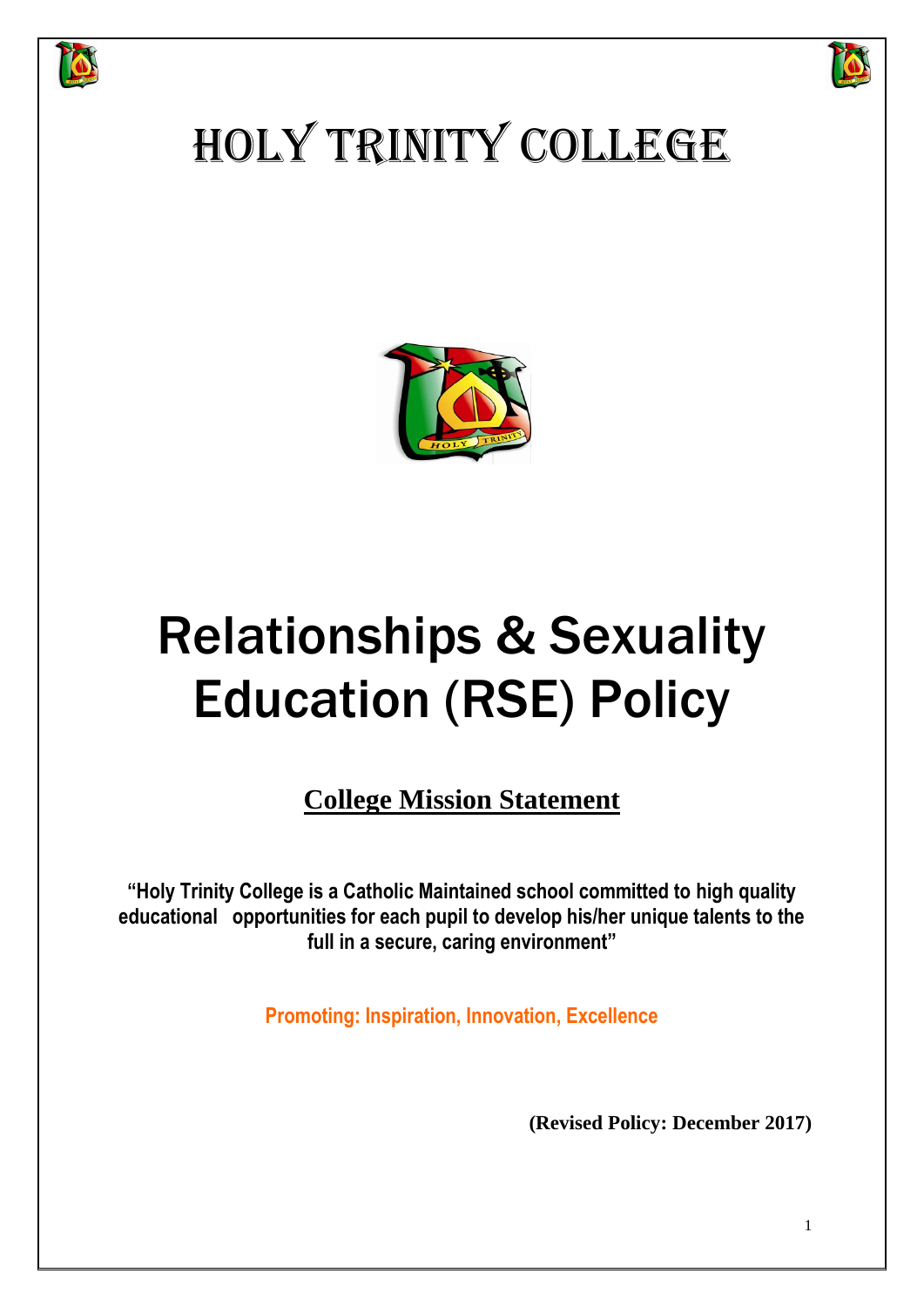# HOLY TRINITY COLLEGE

# Relationships & Sexuality Education (RSE) Policy

## College Mission Statement

**"Holy Trinity College is a Catholic Maintained school committed to high quality educational opportunities for each pupil to develop his/her unique talents to the full in a secure, caring environment"**

**Promoting: Inspiration, Innovation, Excellence**

**(Revised Policy: December 2017)**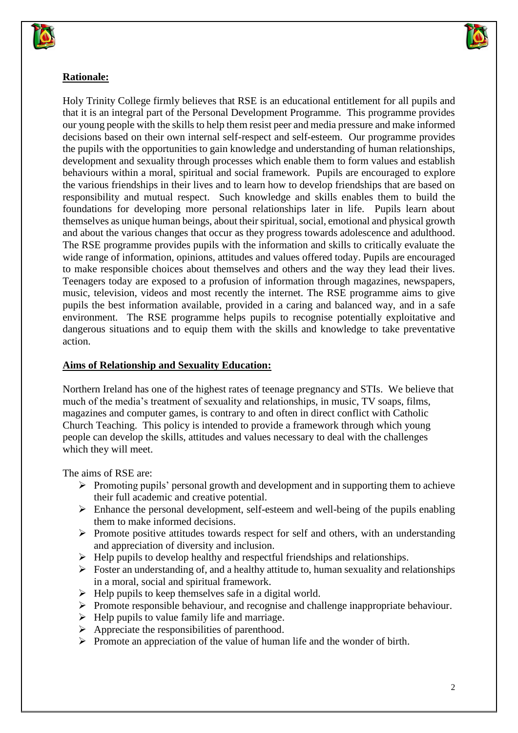**Rationale:**

Holy Trinity College firmly believes that RSE is an educational entitlement for all pupils and that it is an integral part of the Personal Development Programme. This programme provides our young people with the skills to help them resist peer and media pressure and make informed decisions based on their own internal self-respect and self-esteem. Our programme provides the pupils with the opportunities to gain knowledge and understanding of human relationships, development and sexuality through processes which enable them to form values and establish behaviours within a moral, spiritual and social framework. Pupils are encouraged to explore the various friendships in their lives and to learn how to develop friendships that are based on responsibility and mutual respect. Such knowledge and skills enables them to build the foundations for developing more personal relationships later in life. Pupils learn about themselves as unique human beings, about their spiritual, social, emotional and physical growth and about the various changes that occur as they progress towards adolescence and adulthood. The RSE programme provides pupils with the information and skills to critically evaluate the wide range of information, opinions, attitudes and values offered today. Pupils are encouraged to make responsible choices about themselves and others and the way they lead their lives. Teenagers today are exposed to a profusion of information through magazines, newspapers, music, television, videos and most recently the internet. The RSE programme aims to give pupils the best information available, provided in a caring and balanced way, and in a safe environment. The RSE programme helps pupils to recognise potentially exploitative and dangerous situations and to equip them with the skills and knowledge to take preventative action.

**Aims of Relationship and Sexuality Education:**

Northern Ireland has one of the highest rates of teenage pregnancy and STIs. We believe that much of the media's treatment of sexuality and relationships, in music, TV soaps, films, magazines and computer games, is contrary to and often in direct conflict with Catholic Church Teaching. This policy is intended to provide a framework through which young people can develop the skills, attitudes and values necessary to deal with the challenges which they will meet.

The aims of RSE are:

- Promoting pupils' personal growth and development and in supporting them to achieve their full academic and creative potential.
- Enhance the personal development, self-esteem and well-being of the pupils enabling them to make informed decisions.
- Promote positive attitudes towards respect for self and others, with an understanding and appreciation of diversity and inclusion.
- Help pupils to develop healthy and respectful friendships and relationships.
- Foster an understanding of, and a healthy attitude to, human sexuality and relationships in a moral, social and spiritual framework.
- Help pupils to keep themselves safe in a digital world.
- Promote responsible behaviour, and recognise and challenge inappropriate behaviour.
- Help pupils to value family life and marriage.
- Appreciate the responsibilities of parenthood.
- Promote an appreciation of the value of human life and the wonder of birth.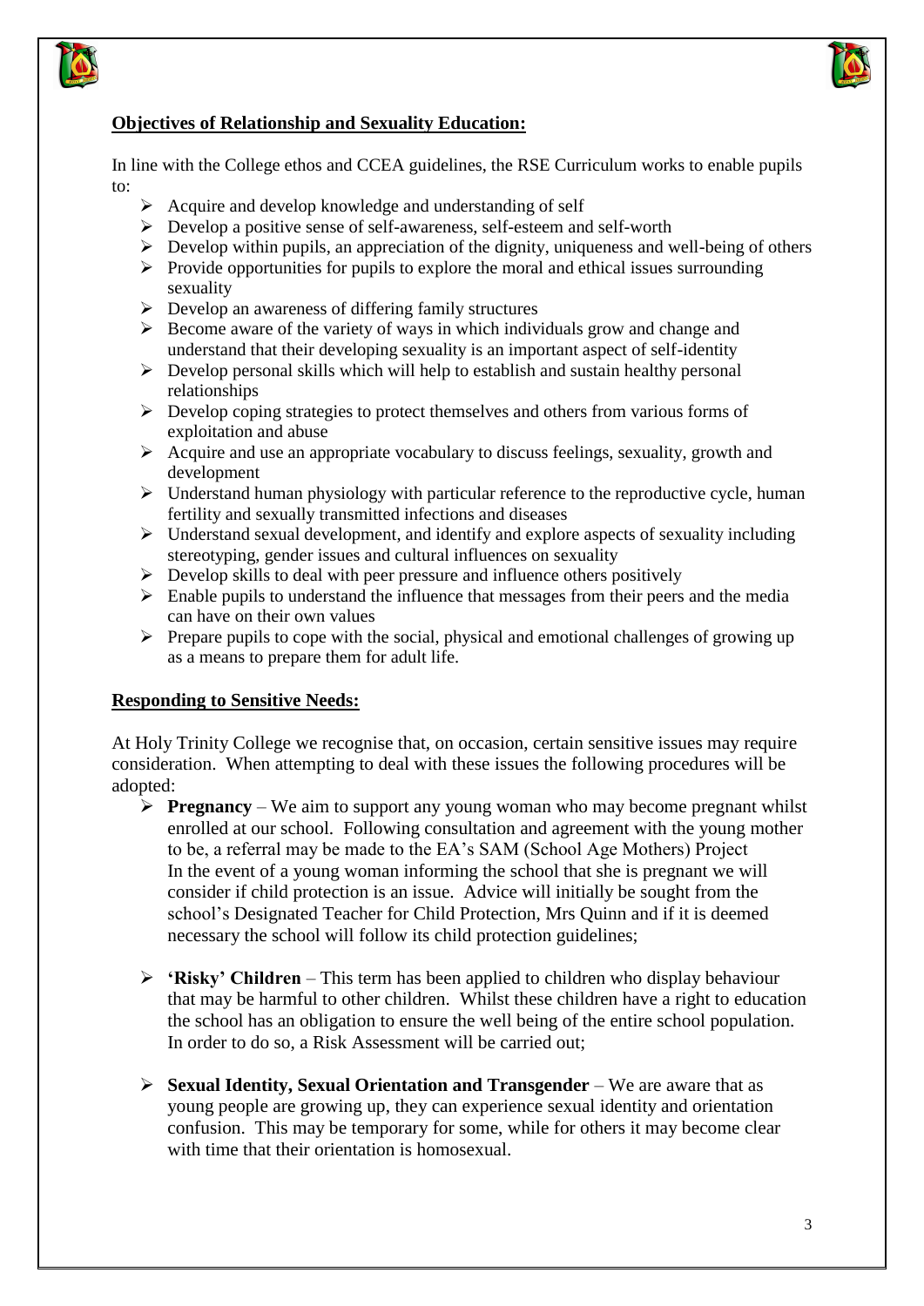## Objectives of Relationship and Sexuality Education:

In line with the College ethos and CCEA guidelines, the RSE Curriculum works to enable pupils to:

- Acquire and develop knowledge and understanding of self
- Develop a positive sense of self-awareness, self-esteem and self-worth
- Develop within pupils, an appreciation of the dignity, uniqueness and well-being of others
- Provide opportunities for pupils to explore the moral and ethical issues surrounding sexuality
- Develop an awareness of differing family structures
- Become aware of the variety of ways in which individuals grow and change and understand that their developing sexuality is an important aspect of self-identity
- Develop personal skills which will help to establish and sustain healthy personal relationships
- Develop coping strategies to protect themselves and others from various forms of exploitation and abuse
- Acquire and use an appropriate vocabulary to discuss feelings, sexuality, growth and development
- Understand human physiology with particular reference to the reproductive cycle, human fertility and sexually transmitted infections and diseases
- Understand sexual development, and identify and explore aspects of sexuality including stereotyping, gender issues and cultural influences on sexuality
- Develop skills to deal with peer pressure and influence others positively
- Enable pupils to understand the influence that messages from their peers and the media can have on their own values
- Prepare pupils to cope with the social, physical and emotional challenges of growing up as a means to prepare them for adult life.

## Responding to Sensitive Needs:

At Holy Trinity College we recognise that, on occasion, certain sensitive issues may require consideration. When attempting to deal with these issues the following procedures will be adopted:

- **Pregnancy** – We aim to support any young woman who may become pregnant whilst enrolled at our school. Following consultation and agreement with the young mother to be, a referral may be made to the EA's SAM (School Age Mothers) Project In the event of a young woman informing the school that she is pregnant we will consider if child protection is an issue. Advice will initially be sought from the school's Designated Teacher for Child Protection, Mrs Quinn and if it is deemed necessary the school will follow its child protection guidelines;

- **'Risky' Children** – This term has been applied to children who display behaviour that may be harmful to other children. Whilst these children have a right to education the school has an obligation to ensure the well being of the entire school population. In order to do so, a Risk Assessment will be carried out;

- **Sexual Identity, Sexual Orientation and Transgender** – We are aware that as young people are growing up, they can experience sexual identity and orientation confusion. This may be temporary for some, while for others it may become clear with time that their orientation is homosexual.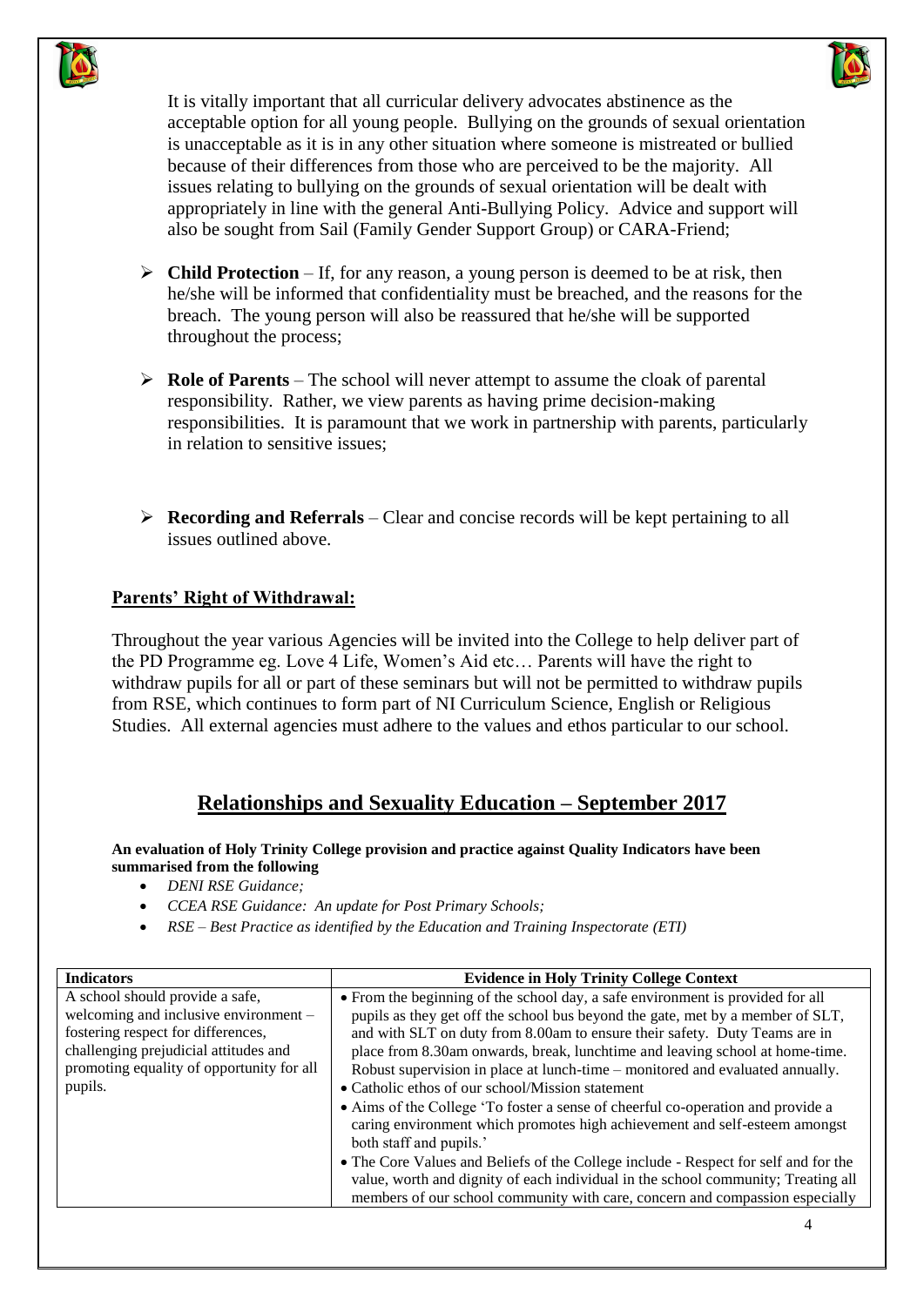It is vitally important that all curricular delivery advocates abstinence as the acceptable option for all young people. Bullying on the grounds of sexual orientation is unacceptable as it is in any other situation where someone is mistreated or bullied because of their differences from those who are perceived to be the majority. All issues relating to bullying on the grounds of sexual orientation will be dealt with appropriately in line with the general Anti-Bullying Policy. Advice and support will also be sought from Sail (Family Gender Support Group) or CARA-Friend;

- **Child Protection** – If, for any reason, a young person is deemed to be at risk, then he/she will be informed that confidentiality must be breached, and the reasons for the breach. The young person will also be reassured that he/she will be supported throughout the process;
- **Role of Parents** – The school will never attempt to assume the cloak of parental responsibility. Rather, we view parents as having prime decision-making responsibilities. It is paramount that we work in partnership with parents, particularly in relation to sensitive issues;
- **Recording and Referrals** – Clear and concise records will be kept pertaining to all issues outlined above.

**Parents' Right of Withdrawal:**

Throughout the year various Agencies will be invited into the College to help deliver part of the PD Programme eg. Love 4 Life, Women's Aid etc… Parents will have the right to withdraw pupils for all or part of these seminars but will not be permitted to withdraw pupils from RSE, which continues to form part of NI Curriculum Science, English or Religious Studies. All external agencies must adhere to the values and ethos particular to our school.

## Relationships and Sexuality Education – September 2017

**An evaluation of Holy Trinity College provision and practice against Quality Indicators have been summarised from the following**

- *DENI RSE Guidance;*
- *CCEA RSE Guidance: An update for Post Primary Schools;*
- *RSE – Best Practice as identified by the Education and Training Inspectorate (ETI)*

| Indicators | Evidence in Holy Trinity College Context |
|---|---|
| A school should provide a safe, welcoming and inclusive environment – fostering respect for differences, challenging prejudicial attitudes and promoting equality of opportunity for all pupils. | • From the beginning of the school day, a safe environment is provided for all pupils as they get off the school bus beyond the gate, met by a member of SLT, and with SLT on duty from 8.00am to ensure their safety. Duty Teams are in place from 8.30am onwards, break, lunchtime and leaving school at home-time. Robust supervision in place at lunch-time – monitored and evaluated annually.<br>• Catholic ethos of our school/Mission statement<br>• Aims of the College 'To foster a sense of cheerful co-operation and provide a caring environment which promotes high achievement and self-esteem amongst both staff and pupils.'<br>• The Core Values and Beliefs of the College include - Respect for self and for the value, worth and dignity of each individual in the school community; Treating all members of our school community with care, concern and compassion especially |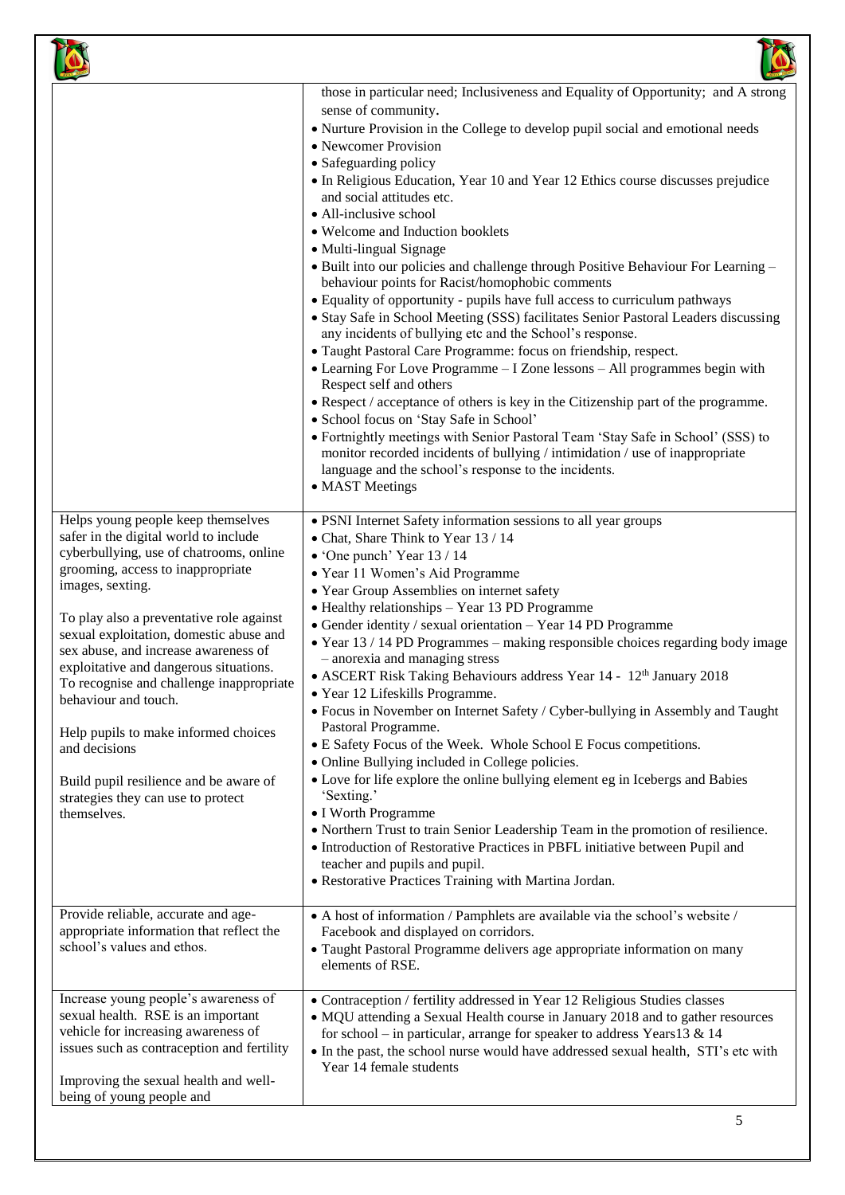| | |
|---|---|
| | those in particular need; Inclusiveness and Equality of Opportunity; and A strong sense of community.<br>• Nurture Provision in the College to develop pupil social and emotional needs<br>• Newcomer Provision<br>• Safeguarding policy<br>• In Religious Education, Year 10 and Year 12 Ethics course discusses prejudice and social attitudes etc.<br>• All-inclusive school<br>• Welcome and Induction booklets<br>• Multi-lingual Signage<br>• Built into our policies and challenge through Positive Behaviour For Learning – behaviour points for Racist/homophobic comments<br>• Equality of opportunity - pupils have full access to curriculum pathways<br>• Stay Safe in School Meeting (SSS) facilitates Senior Pastoral Leaders discussing any incidents of bullying etc and the School's response.<br>• Taught Pastoral Care Programme: focus on friendship, respect.<br>• Learning For Love Programme – I Zone lessons – All programmes begin with Respect self and others<br>• Respect / acceptance of others is key in the Citizenship part of the programme.<br>• School focus on 'Stay Safe in School'<br>• Fortnightly meetings with Senior Pastoral Team 'Stay Safe in School' (SSS) to monitor recorded incidents of bullying / intimidation / use of inappropriate language and the school's response to the incidents.<br>• MAST Meetings |
| Helps young people keep themselves safer in the digital world to include cyberbullying, use of chatrooms, online grooming, access to inappropriate images, sexting.<br><br>To play also a preventative role against sexual exploitation, domestic abuse and sex abuse, and increase awareness of exploitative and dangerous situations. To recognise and challenge inappropriate behaviour and touch.<br><br>Help pupils to make informed choices and decisions<br><br>Build pupil resilience and be aware of strategies they can use to protect themselves. | • PSNI Internet Safety information sessions to all year groups<br>• Chat, Share Think to Year 13 / 14<br>• 'One punch' Year 13 / 14<br>• Year 11 Women's Aid Programme<br>• Year Group Assemblies on internet safety<br>• Healthy relationships – Year 13 PD Programme<br>• Gender identity / sexual orientation – Year 14 PD Programme<br>• Year 13 / 14 PD Programmes – making responsible choices regarding body image – anorexia and managing stress<br>• ASCERT Risk Taking Behaviours address Year 14 - 12th January 2018<br>• Year 12 Lifeskills Programme.<br>• Focus in November on Internet Safety / Cyber-bullying in Assembly and Taught Pastoral Programme.<br>• E Safety Focus of the Week. Whole School E Focus competitions.<br>• Online Bullying included in College policies.<br>• Love for life explore the online bullying element eg in Icebergs and Babies 'Sexting.'<br>• I Worth Programme<br>• Northern Trust to train Senior Leadership Team in the promotion of resilience.<br>• Introduction of Restorative Practices in PBFL initiative between Pupil and teacher and pupils and pupil.<br>• Restorative Practices Training with Martina Jordan. |
| Provide reliable, accurate and age-appropriate information that reflect the school's values and ethos. | • A host of information / Pamphlets are available via the school's website / Facebook and displayed on corridors.<br>• Taught Pastoral Programme delivers age appropriate information on many elements of RSE. |
| Increase young people's awareness of sexual health. RSE is an important vehicle for increasing awareness of issues such as contraception and fertility<br><br>Improving the sexual health and well-being of young people and | • Contraception / fertility addressed in Year 12 Religious Studies classes<br>• MQU attending a Sexual Health course in January 2018 and to gather resources for school – in particular, arrange for speaker to address Years13 & 14<br>• In the past, the school nurse would have addressed sexual health, STI's etc with Year 14 female students |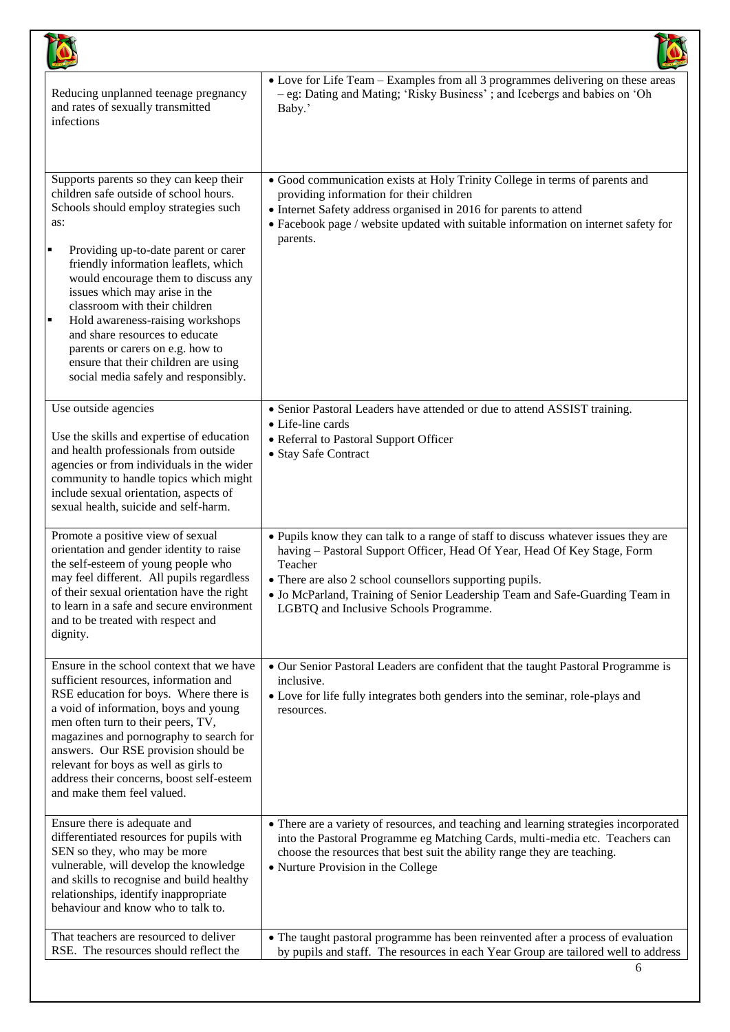| | |
|---|---|
| Reducing unplanned teenage pregnancy and rates of sexually transmitted infections | • Love for Life Team – Examples from all 3 programmes delivering on these areas – eg: Dating and Mating; 'Risky Business' ; and Icebergs and babies on 'Oh Baby.' |
| Supports parents so they can keep their children safe outside of school hours. Schools should employ strategies such as:<br>▪ Providing up-to-date parent or carer friendly information leaflets, which would encourage them to discuss any issues which may arise in the classroom with their children<br>▪ Hold awareness-raising workshops and share resources to educate parents or carers on e.g. how to ensure that their children are using social media safely and responsibly. | • Good communication exists at Holy Trinity College in terms of parents and providing information for their children<br>• Internet Safety address organised in 2016 for parents to attend<br>• Facebook page / website updated with suitable information on internet safety for parents. |
| Use outside agencies<br><br>Use the skills and expertise of education and health professionals from outside agencies or from individuals in the wider community to handle topics which might include sexual orientation, aspects of sexual health, suicide and self-harm. | • Senior Pastoral Leaders have attended or due to attend ASSIST training.<br>• Life-line cards<br>• Referral to Pastoral Support Officer<br>• Stay Safe Contract |
| Promote a positive view of sexual orientation and gender identity to raise the self-esteem of young people who may feel different. All pupils regardless of their sexual orientation have the right to learn in a safe and secure environment and to be treated with respect and dignity. | • Pupils know they can talk to a range of staff to discuss whatever issues they are having – Pastoral Support Officer, Head Of Year, Head Of Key Stage, Form Teacher<br>• There are also 2 school counsellors supporting pupils.<br>• Jo McParland, Training of Senior Leadership Team and Safe-Guarding Team in LGBTQ and Inclusive Schools Programme. |
| Ensure in the school context that we have sufficient resources, information and RSE education for boys. Where there is a void of information, boys and young men often turn to their peers, TV, magazines and pornography to search for answers. Our RSE provision should be relevant for boys as well as girls to address their concerns, boost self-esteem and make them feel valued. | • Our Senior Pastoral Leaders are confident that the taught Pastoral Programme is inclusive.<br>• Love for life fully integrates both genders into the seminar, role-plays and resources. |
| Ensure there is adequate and differentiated resources for pupils with SEN so they, who may be more vulnerable, will develop the knowledge and skills to recognise and build healthy relationships, identify inappropriate behaviour and know who to talk to. | • There are a variety of resources, and teaching and learning strategies incorporated into the Pastoral Programme eg Matching Cards, multi-media etc. Teachers can choose the resources that best suit the ability range they are teaching.<br>• Nurture Provision in the College |
| That teachers are resourced to deliver RSE. The resources should reflect the | • The taught pastoral programme has been reinvented after a process of evaluation by pupils and staff. The resources in each Year Group are tailored well to address |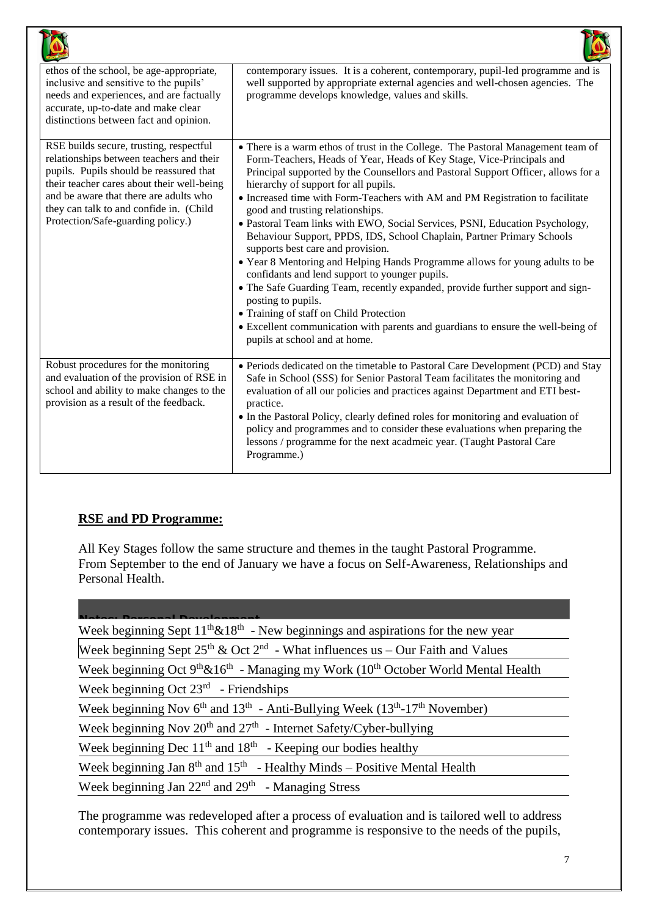| | |
|---|---|
| ethos of the school, be age-appropriate, inclusive and sensitive to the pupils' needs and experiences, and are factually accurate, up-to-date and make clear distinctions between fact and opinion. | contemporary issues. It is a coherent, contemporary, pupil-led programme and is well supported by appropriate external agencies and well-chosen agencies. The programme develops knowledge, values and skills. |
| RSE builds secure, trusting, respectful relationships between teachers and their pupils. Pupils should be reassured that their teacher cares about their well-being and be aware that there are adults who they can talk to and confide in. (Child Protection/Safe-guarding policy.) | • There is a warm ethos of trust in the College. The Pastoral Management team of Form-Teachers, Heads of Year, Heads of Key Stage, Vice-Principals and Principal supported by the Counsellors and Pastoral Support Officer, allows for a hierarchy of support for all pupils.<br>• Increased time with Form-Teachers with AM and PM Registration to facilitate good and trusting relationships.<br>• Pastoral Team links with EWO, Social Services, PSNI, Education Psychology, Behaviour Support, PPDS, IDS, School Chaplain, Partner Primary Schools supports best care and provision.<br>• Year 8 Mentoring and Helping Hands Programme allows for young adults to be confidants and lend support to younger pupils.<br>• The Safe Guarding Team, recently expanded, provide further support and sign-posting to pupils.<br>• Training of staff on Child Protection<br>• Excellent communication with parents and guardians to ensure the well-being of pupils at school and at home. |
| Robust procedures for the monitoring and evaluation of the provision of RSE in school and ability to make changes to the provision as a result of the feedback. | • Periods dedicated on the timetable to Pastoral Care Development (PCD) and Stay Safe in School (SSS) for Senior Pastoral Team facilitates the monitoring and evaluation of all our policies and practices against Department and ETI best-practice.<br>• In the Pastoral Policy, clearly defined roles for monitoring and evaluation of policy and programmes and to consider these evaluations when preparing the lessons / programme for the next acadmeic year. (Taught Pastoral Care Programme.) |

## RSE and PD Programme:

All Key Stages follow the same structure and themes in the taught Pastoral Programme. From September to the end of January we have a focus on Self-Awareness, Relationships and Personal Health.

| Notes: Personal Development |
|---|
| Week beginning Sept 11th&18th - New beginnings and aspirations for the new year |
| Week beginning Sept 25th & Oct 2nd - What influences us – Our Faith and Values |
| Week beginning Oct 9th&16th - Managing my Work (10th October World Mental Health |
| Week beginning Oct 23rd - Friendships |
| Week beginning Nov 6th and 13th - Anti-Bullying Week (13th-17th November) |
| Week beginning Nov 20th and 27th - Internet Safety/Cyber-bullying |
| Week beginning Dec 11th and 18th - Keeping our bodies healthy |
| Week beginning Jan 8th and 15th - Healthy Minds – Positive Mental Health |
| Week beginning Jan 22nd and 29th - Managing Stress |

The programme was redeveloped after a process of evaluation and is tailored well to address contemporary issues. This coherent and programme is responsive to the needs of the pupils,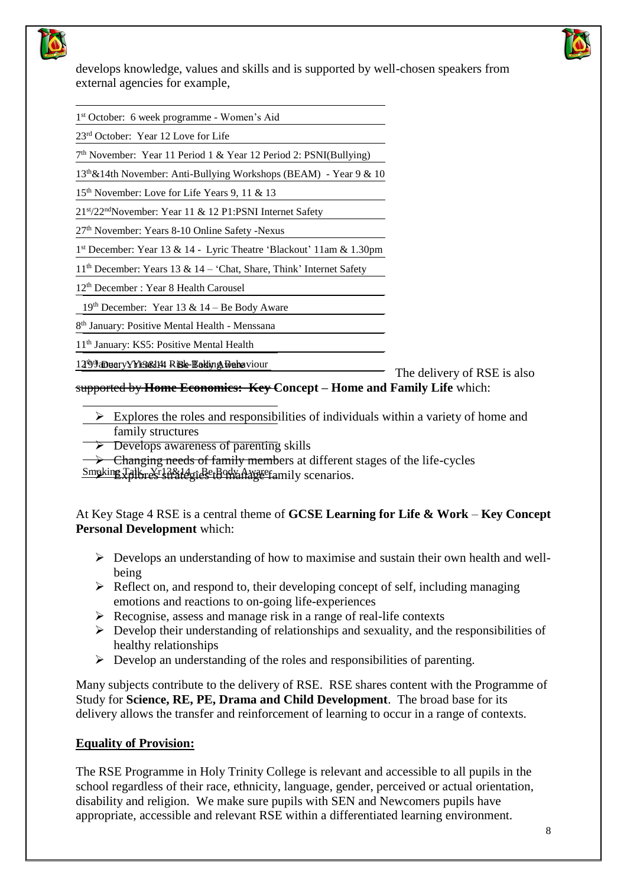develops knowledge, values and skills and is supported by well-chosen speakers from external agencies for example,

- 1st October: 6 week programme - Women's Aid
- 23rd October: Year 12 Love for Life
- 7th November: Year 11 Period 1 & Year 12 Period 2: PSNI(Bullying)
- 13th&14th November: Anti-Bullying Workshops (BEAM) - Year 9 & 10
- 15th November: Love for Life Years 9, 11 & 13
- 21st/22ndNovember: Year 11 & 12 P1:PSNI Internet Safety
- 27th November: Years 8-10 Online Safety -Nexus
- 1st December: Year 13 & 14 - Lyric Theatre 'Blackout' 11am & 1.30pm
- 11th December: Years 13 & 14 – 'Chat, Share, Think' Internet Safety
- 12th December : Year 8 Health Carousel
- 19th December: Year 13 & 14 – Be Body Aware
- 8th January: Positive Mental Health - Menssana
- 11th January: KS5: Positive Mental Health
- 12th January Yr13&14 Risk-Taking Behaviour
- 19th January Yr13&14 - Be Body Aware
- Smoking Talk - Yr13&14 - Be Body Aware

The delivery of RSE is also supported by **Home Economics: Key Concept – Home and Family Life** which:

- ➢ Explores the roles and responsibilities of individuals within a variety of home and family structures
- ➢ Develops awareness of parenting skills
- ➢ Changing needs of family members at different stages of the life-cycles
- ➢ Explores strategies to manage family scenarios.

At Key Stage 4 RSE is a central theme of **GCSE Learning for Life & Work** – **Key Concept Personal Development** which:

- ➢ Develops an understanding of how to maximise and sustain their own health and well-being
- ➢ Reflect on, and respond to, their developing concept of self, including managing emotions and reactions to on-going life-experiences
- ➢ Recognise, assess and manage risk in a range of real-life contexts
- ➢ Develop their understanding of relationships and sexuality, and the responsibilities of healthy relationships
- ➢ Develop an understanding of the roles and responsibilities of parenting.

Many subjects contribute to the delivery of RSE. RSE shares content with the Programme of Study for **Science, RE, PE, Drama and Child Development**. The broad base for its delivery allows the transfer and reinforcement of learning to occur in a range of contexts.

**Equality of Provision:**

The RSE Programme in Holy Trinity College is relevant and accessible to all pupils in the school regardless of their race, ethnicity, language, gender, perceived or actual orientation, disability and religion. We make sure pupils with SEN and Newcomers pupils have appropriate, accessible and relevant RSE within a differentiated learning environment.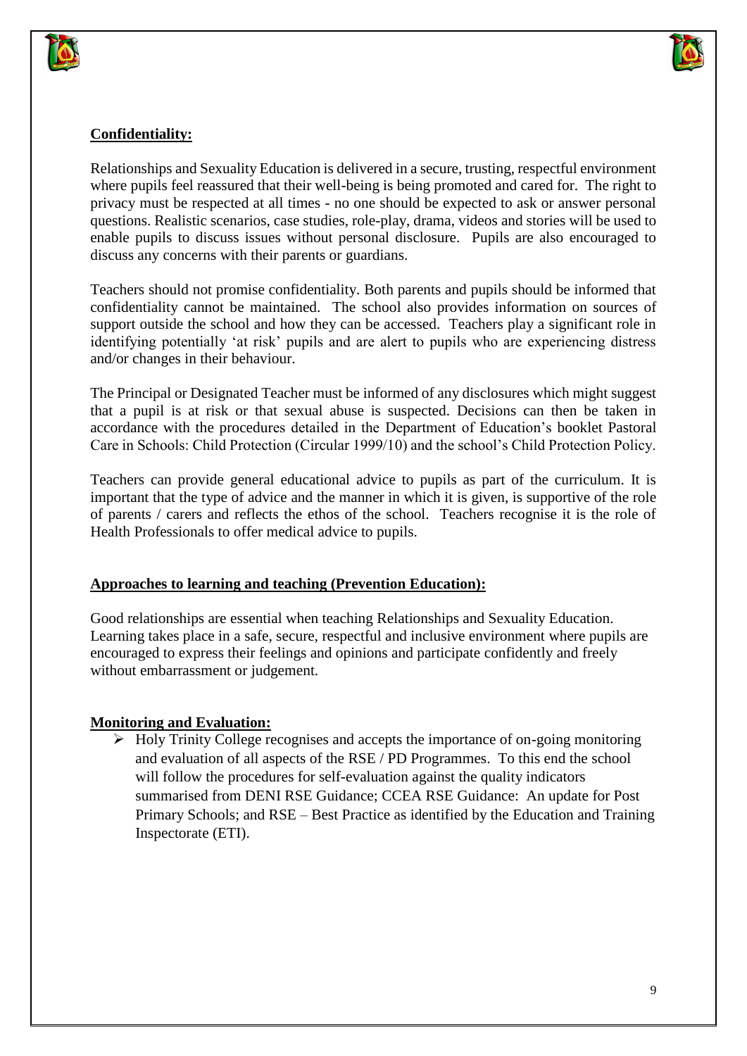**Confidentiality:**

Relationships and Sexuality Education is delivered in a secure, trusting, respectful environment where pupils feel reassured that their well-being is being promoted and cared for. The right to privacy must be respected at all times - no one should be expected to ask or answer personal questions. Realistic scenarios, case studies, role-play, drama, videos and stories will be used to enable pupils to discuss issues without personal disclosure. Pupils are also encouraged to discuss any concerns with their parents or guardians.

Teachers should not promise confidentiality. Both parents and pupils should be informed that confidentiality cannot be maintained. The school also provides information on sources of support outside the school and how they can be accessed. Teachers play a significant role in identifying potentially 'at risk' pupils and are alert to pupils who are experiencing distress and/or changes in their behaviour.

The Principal or Designated Teacher must be informed of any disclosures which might suggest that a pupil is at risk or that sexual abuse is suspected. Decisions can then be taken in accordance with the procedures detailed in the Department of Education's booklet Pastoral Care in Schools: Child Protection (Circular 1999/10) and the school's Child Protection Policy.

Teachers can provide general educational advice to pupils as part of the curriculum. It is important that the type of advice and the manner in which it is given, is supportive of the role of parents / carers and reflects the ethos of the school. Teachers recognise it is the role of Health Professionals to offer medical advice to pupils.

**Approaches to learning and teaching (Prevention Education):**

Good relationships are essential when teaching Relationships and Sexuality Education. Learning takes place in a safe, secure, respectful and inclusive environment where pupils are encouraged to express their feelings and opinions and participate confidently and freely without embarrassment or judgement.

**Monitoring and Evaluation:**

- Holy Trinity College recognises and accepts the importance of on-going monitoring and evaluation of all aspects of the RSE / PD Programmes. To this end the school will follow the procedures for self-evaluation against the quality indicators summarised from DENI RSE Guidance; CCEA RSE Guidance: An update for Post Primary Schools; and RSE – Best Practice as identified by the Education and Training Inspectorate (ETI).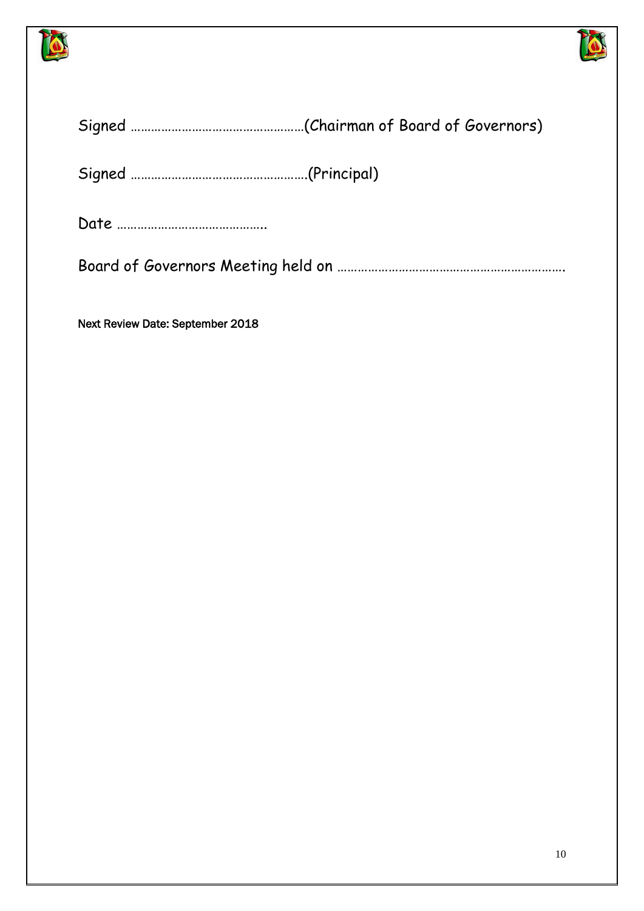Signed ……………………………………………(Chairman of Board of Governors)

Signed …………………………………………….(Principal)

Date ……………………………………..

Board of Governors Meeting held on ……………………………………………………….

**Next Review Date: September 2018**